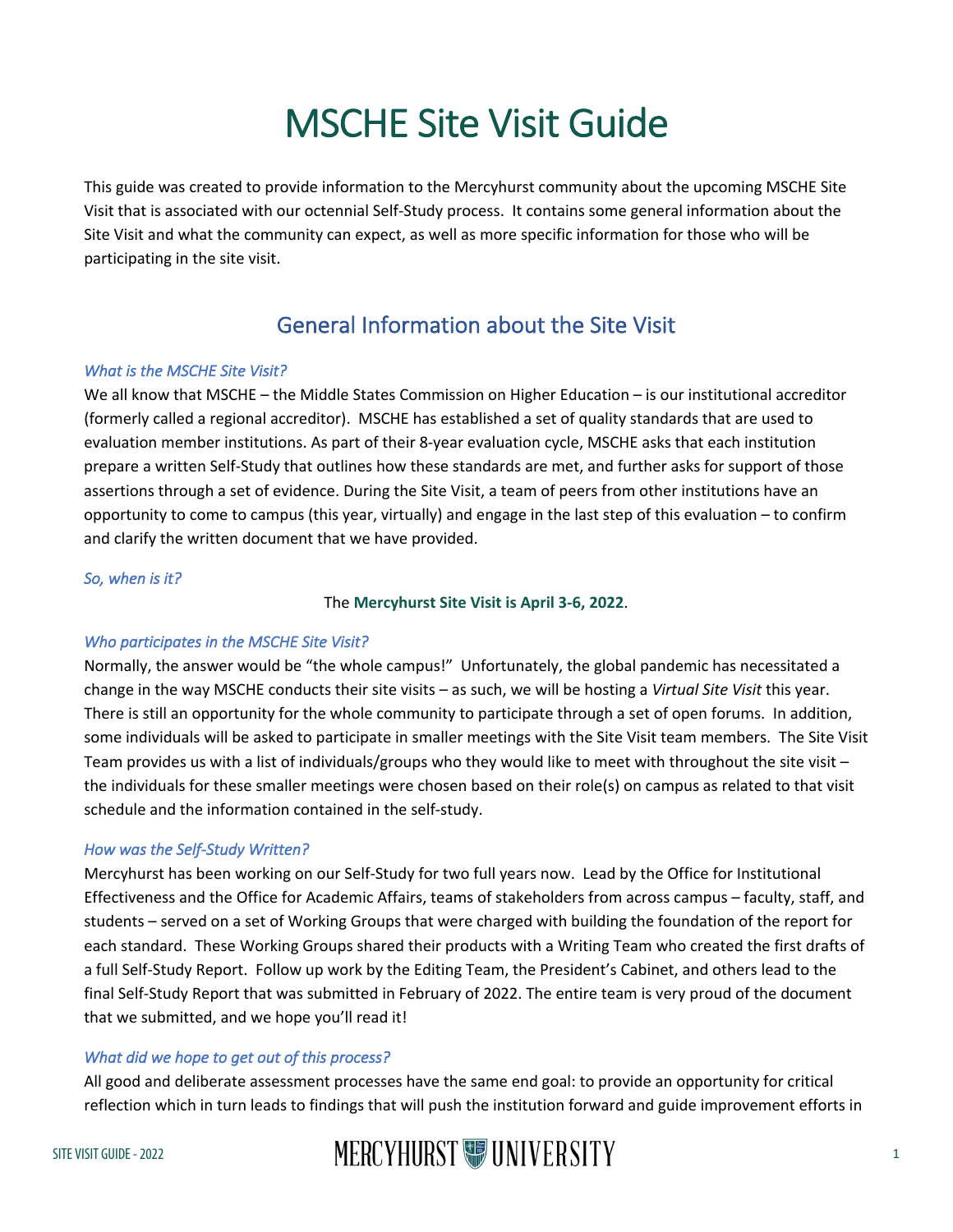# MSCHE Site Visit Guide

This guide was created to provide information to the Mercyhurst community about the upcoming MSCHE Site Visit that is associated with our octennial Self-Study process. It contains some general information about the Site Visit and what the community can expect, as well as more specific information for those who will be participating in the site visit.

## General Information about the Site Visit

### *What is the MSCHE Site Visit?*

We all know that MSCHE – the Middle States Commission on Higher Education – is our institutional accreditor (formerly called a regional accreditor). MSCHE has established a set of quality standards that are used to evaluation member institutions. As part of their 8-year evaluation cycle, MSCHE asks that each institution prepare a written Self-Study that outlines how these standards are met, and further asks for support of those assertions through a set of evidence. During the Site Visit, a team of peers from other institutions have an opportunity to come to campus (this year, virtually) and engage in the last step of this evaluation – to confirm and clarify the written document that we have provided.

### *So, when is it?*

The **Mercyhurst Site Visit is April 3-6, 2022**.

### *Who participates in the MSCHE Site Visit?*

Normally, the answer would be "the whole campus!" Unfortunately, the global pandemic has necessitated a change in the way MSCHE conducts their site visits – as such, we will be hosting a *Virtual Site Visit* this year. There is still an opportunity for the whole community to participate through a set of open forums. In addition, some individuals will be asked to participate in smaller meetings with the Site Visit team members. The Site Visit Team provides us with a list of individuals/groups who they would like to meet with throughout the site visit – the individuals for these smaller meetings were chosen based on their role(s) on campus as related to that visit schedule and the information contained in the self-study.

### *How was the Self-Study Written?*

Mercyhurst has been working on our Self-Study for two full years now. Lead by the Office for Institutional Effectiveness and the Office for Academic Affairs, teams of stakeholders from across campus – faculty, staff, and students – served on a set of Working Groups that were charged with building the foundation of the report for each standard. These Working Groups shared their products with a Writing Team who created the first drafts of a full Self-Study Report. Follow up work by the Editing Team, the President's Cabinet, and others lead to the final Self-Study Report that was submitted in February of 2022. The entire team is very proud of the document that we submitted, and we hope you'll read it!

### *What did we hope to get out of this process?*

All good and deliberate assessment processes have the same end goal: to provide an opportunity for critical reflection which in turn leads to findings that will push the institution forward and guide improvement efforts in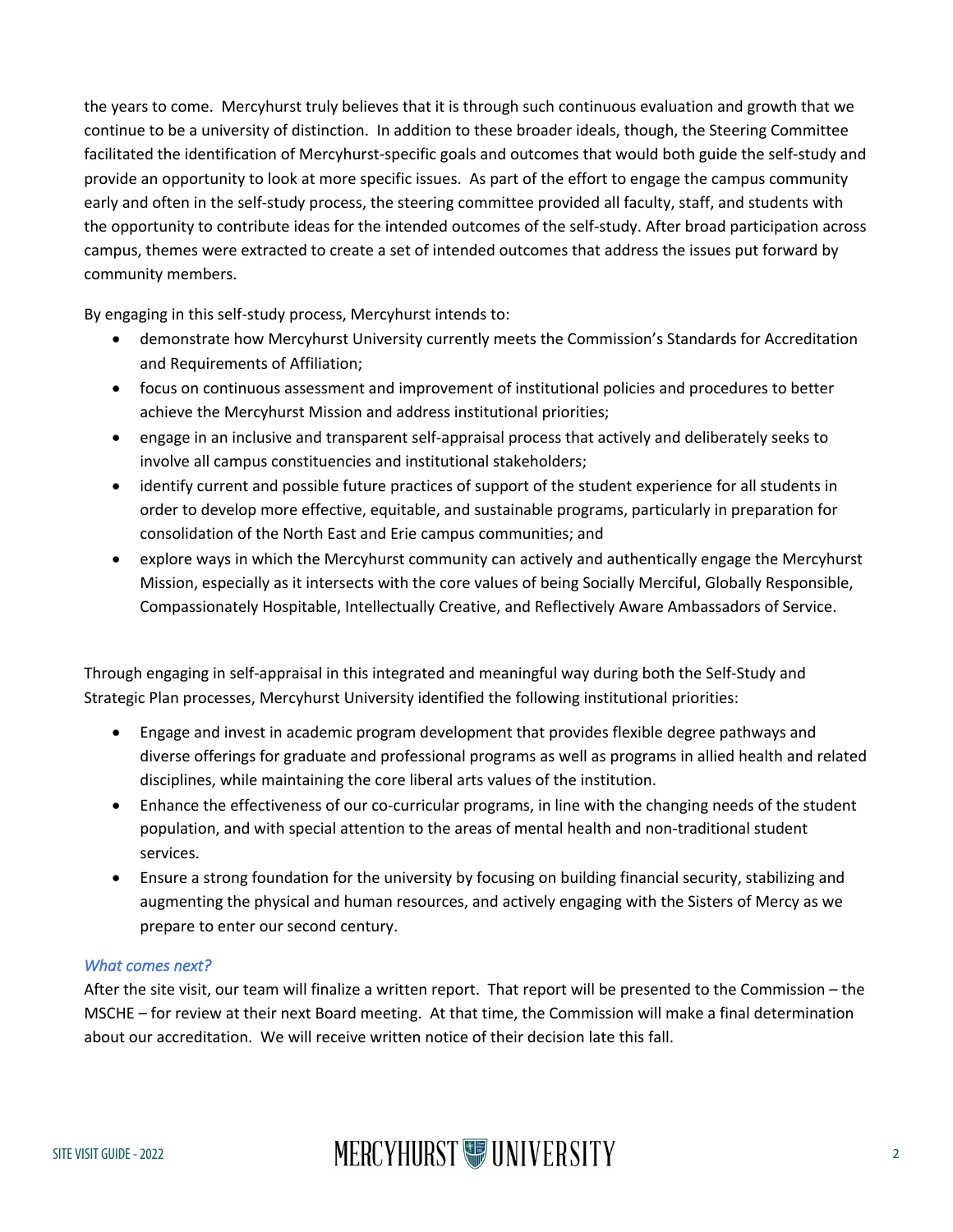the years to come. Mercyhurst truly believes that it is through such continuous evaluation and growth that we continue to be a university of distinction. In addition to these broader ideals, though, the Steering Committee facilitated the identification of Mercyhurst-specific goals and outcomes that would both guide the self-study and provide an opportunity to look at more specific issues. As part of the effort to engage the campus community early and often in the self-study process, the steering committee provided all faculty, staff, and students with the opportunity to contribute ideas for the intended outcomes of the self-study. After broad participation across campus, themes were extracted to create a set of intended outcomes that address the issues put forward by community members.

By engaging in this self-study process, Mercyhurst intends to:

- demonstrate how Mercyhurst University currently meets the Commission's Standards for Accreditation and Requirements of Affiliation;
- focus on continuous assessment and improvement of institutional policies and procedures to better achieve the Mercyhurst Mission and address institutional priorities;
- engage in an inclusive and transparent self-appraisal process that actively and deliberately seeks to involve all campus constituencies and institutional stakeholders;
- identify current and possible future practices of support of the student experience for all students in order to develop more effective, equitable, and sustainable programs, particularly in preparation for consolidation of the North East and Erie campus communities; and
- explore ways in which the Mercyhurst community can actively and authentically engage the Mercyhurst Mission, especially as it intersects with the core values of being Socially Merciful, Globally Responsible, Compassionately Hospitable, Intellectually Creative, and Reflectively Aware Ambassadors of Service.

Through engaging in self-appraisal in this integrated and meaningful way during both the Self-Study and Strategic Plan processes, Mercyhurst University identified the following institutional priorities:

- Engage and invest in academic program development that provides flexible degree pathways and diverse offerings for graduate and professional programs as well as programs in allied health and related disciplines, while maintaining the core liberal arts values of the institution.
- Enhance the effectiveness of our co-curricular programs, in line with the changing needs of the student population, and with special attention to the areas of mental health and non-traditional student services.
- Ensure a strong foundation for the university by focusing on building financial security, stabilizing and augmenting the physical and human resources, and actively engaging with the Sisters of Mercy as we prepare to enter our second century.

### *What comes next?*

After the site visit, our team will finalize a written report. That report will be presented to the Commission – the MSCHE – for review at their next Board meeting. At that time, the Commission will make a final determination about our accreditation. We will receive written notice of their decision late this fall.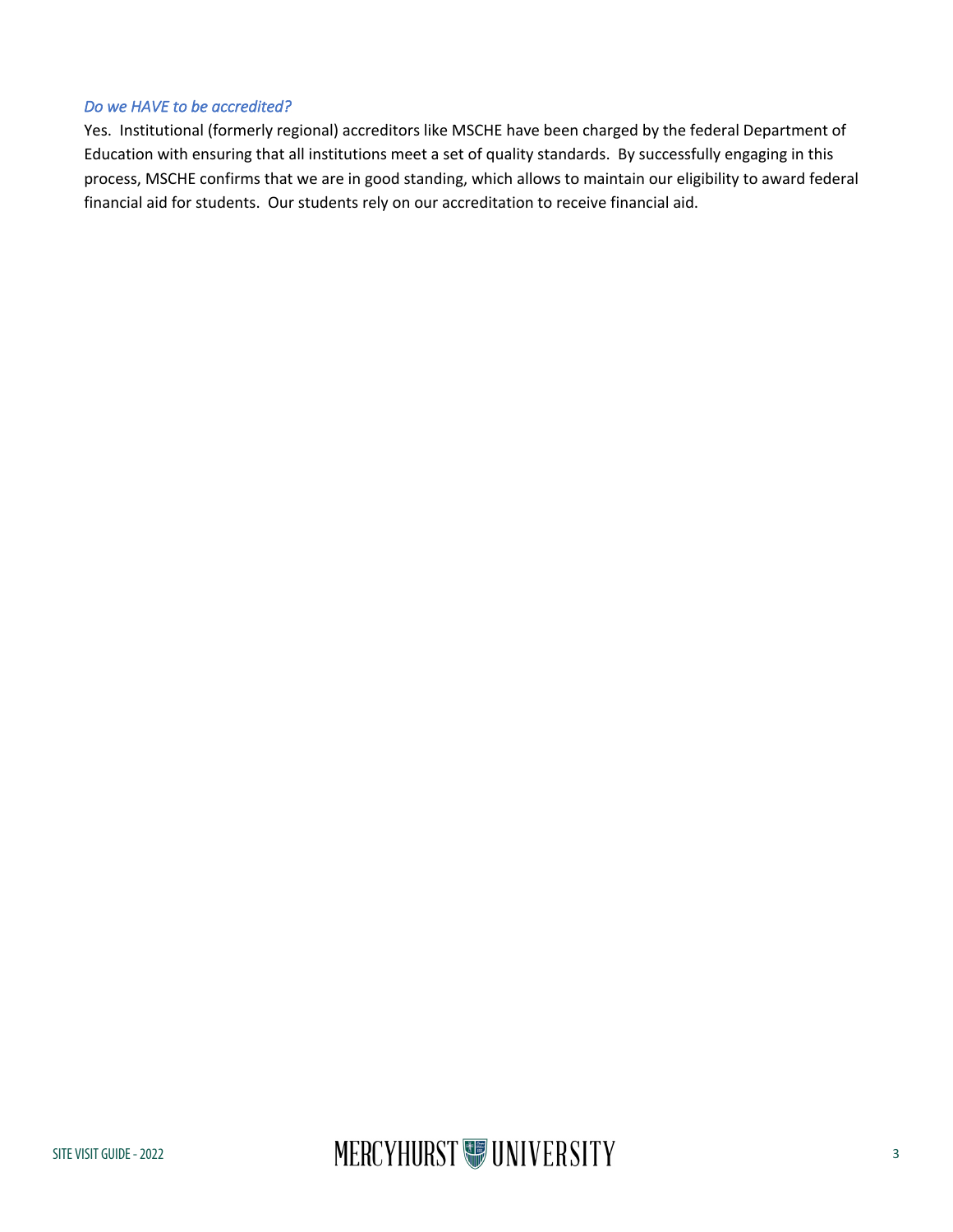### *Do we HAVE to be accredited?*

Yes. Institutional (formerly regional) accreditors like MSCHE have been charged by the federal Department of Education with ensuring that all institutions meet a set of quality standards. By successfully engaging in this process, MSCHE confirms that we are in good standing, which allows to maintain our eligibility to award federal financial aid for students. Our students rely on our accreditation to receive financial aid.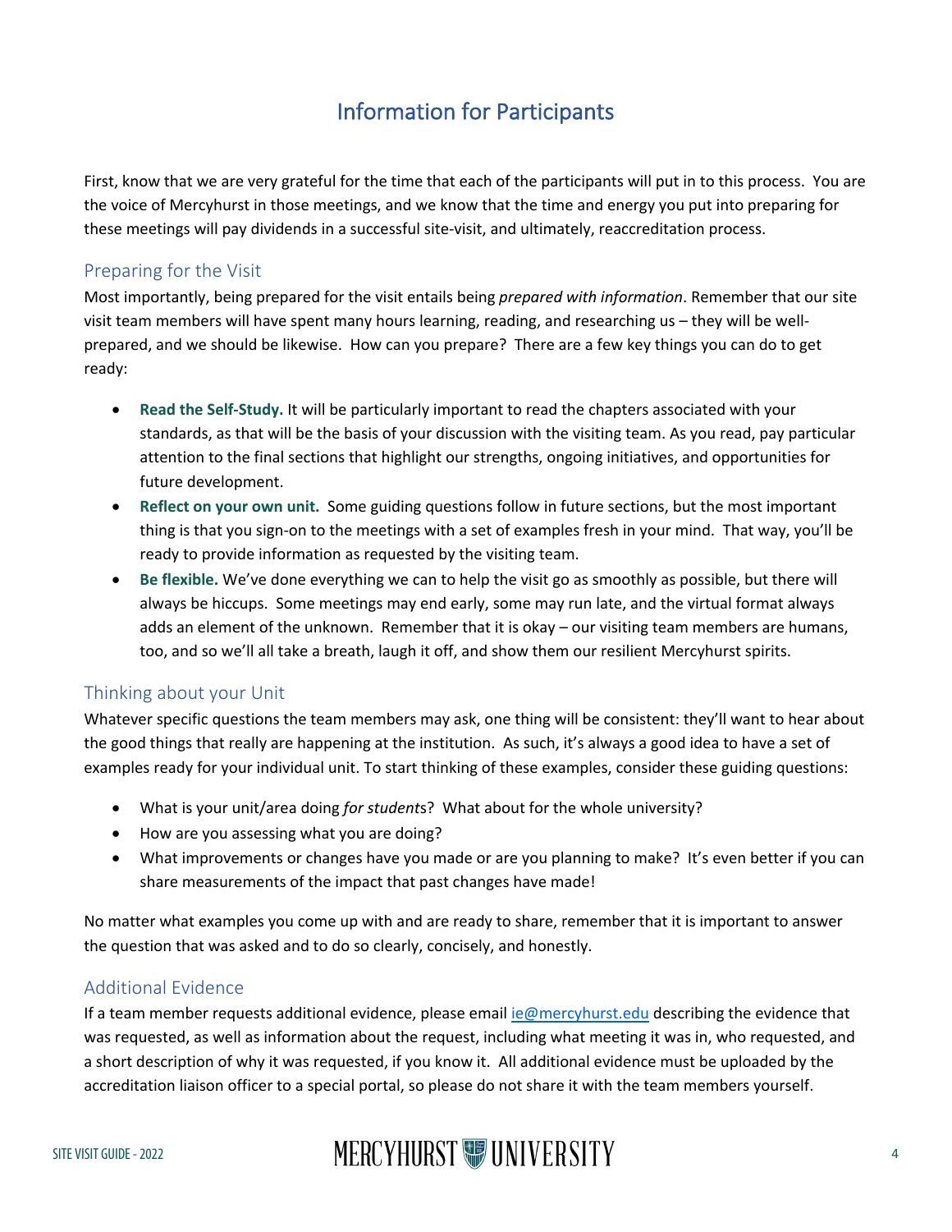# Information for Participants

First, know that we are very grateful for the time that each of the participants will put in to this process. You are the voice of Mercyhurst in those meetings, and we know that the time and energy you put into preparing for these meetings will pay dividends in a successful site-visit, and ultimately, reaccreditation process.

## Preparing for the Visit

Most importantly, being prepared for the visit entails being *prepared with information*. Remember that our site visit team members will have spent many hours learning, reading, and researching us – they will be well-prepared, and we should be likewise. How can you prepare? There are a few key things you can do to get ready:

- **Read the Self-Study.** It will be particularly important to read the chapters associated with your standards, as that will be the basis of your discussion with the visiting team. As you read, pay particular attention to the final sections that highlight our strengths, ongoing initiatives, and opportunities for future development.
- **Reflect on your own unit.** Some guiding questions follow in future sections, but the most important thing is that you sign-on to the meetings with a set of examples fresh in your mind. That way, you'll be ready to provide information as requested by the visiting team.
- **Be flexible.** We've done everything we can to help the visit go as smoothly as possible, but there will always be hiccups. Some meetings may end early, some may run late, and the virtual format always adds an element of the unknown. Remember that it is okay – our visiting team members are humans, too, and so we'll all take a breath, laugh it off, and show them our resilient Mercyhurst spirits.

## Thinking about your Unit

Whatever specific questions the team members may ask, one thing will be consistent: they'll want to hear about the good things that really are happening at the institution. As such, it's always a good idea to have a set of examples ready for your individual unit. To start thinking of these examples, consider these guiding questions:

- What is your unit/area doing *for students*? What about for the whole university?
- How are you assessing what you are doing?
- What improvements or changes have you made or are you planning to make? It's even better if you can share measurements of the impact that past changes have made!

No matter what examples you come up with and are ready to share, remember that it is important to answer the question that was asked and to do so clearly, concisely, and honestly.

## Additional Evidence

If a team member requests additional evidence, please email ie@mercyhurst.edu describing the evidence that was requested, as well as information about the request, including what meeting it was in, who requested, and a short description of why it was requested, if you know it. All additional evidence must be uploaded by the accreditation liaison officer to a special portal, so please do not share it with the team members yourself.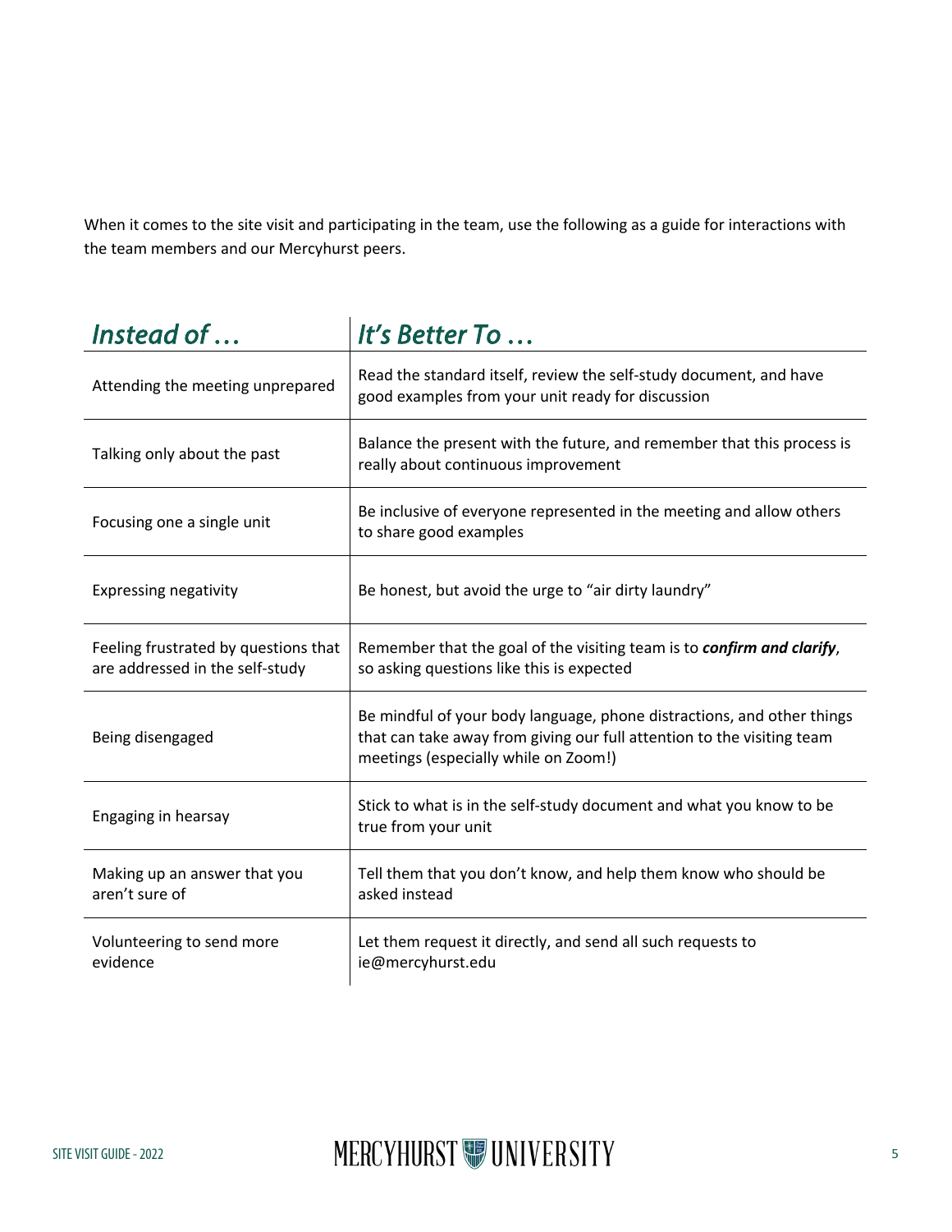When it comes to the site visit and participating in the team, use the following as a guide for interactions with the team members and our Mercyhurst peers.

| *Instead of …* | *It's Better To …* |
|---|---|
| Attending the meeting unprepared | Read the standard itself, review the self-study document, and have good examples from your unit ready for discussion |
| Talking only about the past | Balance the present with the future, and remember that this process is really about continuous improvement |
| Focusing one a single unit | Be inclusive of everyone represented in the meeting and allow others to share good examples |
| Expressing negativity | Be honest, but avoid the urge to "air dirty laundry" |
| Feeling frustrated by questions that are addressed in the self-study | Remember that the goal of the visiting team is to ***confirm and clarify***, so asking questions like this is expected |
| Being disengaged | Be mindful of your body language, phone distractions, and other things that can take away from giving our full attention to the visiting team meetings (especially while on Zoom!) |
| Engaging in hearsay | Stick to what is in the self-study document and what you know to be true from your unit |
| Making up an answer that you aren't sure of | Tell them that you don't know, and help them know who should be asked instead |
| Volunteering to send more evidence | Let them request it directly, and send all such requests to ie@mercyhurst.edu |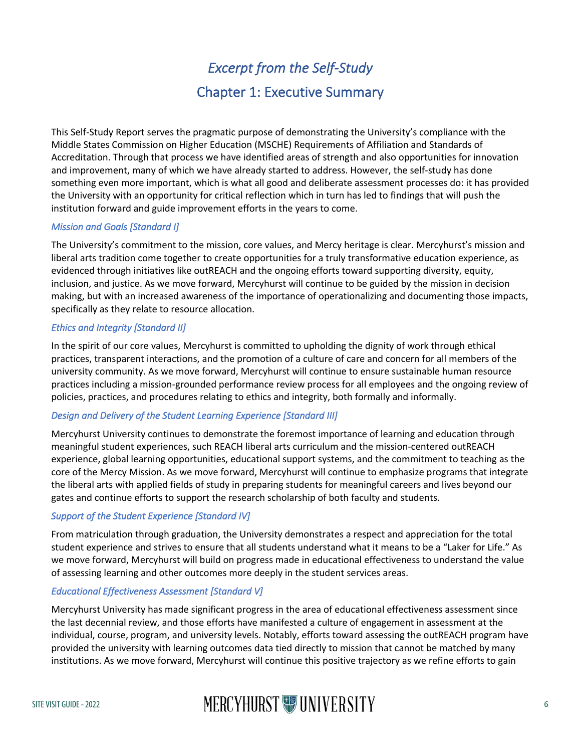# *Excerpt from the Self-Study*

## Chapter 1: Executive Summary

This Self-Study Report serves the pragmatic purpose of demonstrating the University's compliance with the Middle States Commission on Higher Education (MSCHE) Requirements of Affiliation and Standards of Accreditation. Through that process we have identified areas of strength and also opportunities for innovation and improvement, many of which we have already started to address. However, the self-study has done something even more important, which is what all good and deliberate assessment processes do: it has provided the University with an opportunity for critical reflection which in turn has led to findings that will push the institution forward and guide improvement efforts in the years to come.

### *Mission and Goals [Standard I]*

The University's commitment to the mission, core values, and Mercy heritage is clear. Mercyhurst's mission and liberal arts tradition come together to create opportunities for a truly transformative education experience, as evidenced through initiatives like outREACH and the ongoing efforts toward supporting diversity, equity, inclusion, and justice. As we move forward, Mercyhurst will continue to be guided by the mission in decision making, but with an increased awareness of the importance of operationalizing and documenting those impacts, specifically as they relate to resource allocation.

### *Ethics and Integrity [Standard II]*

In the spirit of our core values, Mercyhurst is committed to upholding the dignity of work through ethical practices, transparent interactions, and the promotion of a culture of care and concern for all members of the university community. As we move forward, Mercyhurst will continue to ensure sustainable human resource practices including a mission-grounded performance review process for all employees and the ongoing review of policies, practices, and procedures relating to ethics and integrity, both formally and informally.

### *Design and Delivery of the Student Learning Experience [Standard III]*

Mercyhurst University continues to demonstrate the foremost importance of learning and education through meaningful student experiences, such REACH liberal arts curriculum and the mission-centered outREACH experience, global learning opportunities, educational support systems, and the commitment to teaching as the core of the Mercy Mission. As we move forward, Mercyhurst will continue to emphasize programs that integrate the liberal arts with applied fields of study in preparing students for meaningful careers and lives beyond our gates and continue efforts to support the research scholarship of both faculty and students.

### *Support of the Student Experience [Standard IV]*

From matriculation through graduation, the University demonstrates a respect and appreciation for the total student experience and strives to ensure that all students understand what it means to be a "Laker for Life." As we move forward, Mercyhurst will build on progress made in educational effectiveness to understand the value of assessing learning and other outcomes more deeply in the student services areas.

### *Educational Effectiveness Assessment [Standard V]*

Mercyhurst University has made significant progress in the area of educational effectiveness assessment since the last decennial review, and those efforts have manifested a culture of engagement in assessment at the individual, course, program, and university levels. Notably, efforts toward assessing the outREACH program have provided the university with learning outcomes data tied directly to mission that cannot be matched by many institutions. As we move forward, Mercyhurst will continue this positive trajectory as we refine efforts to gain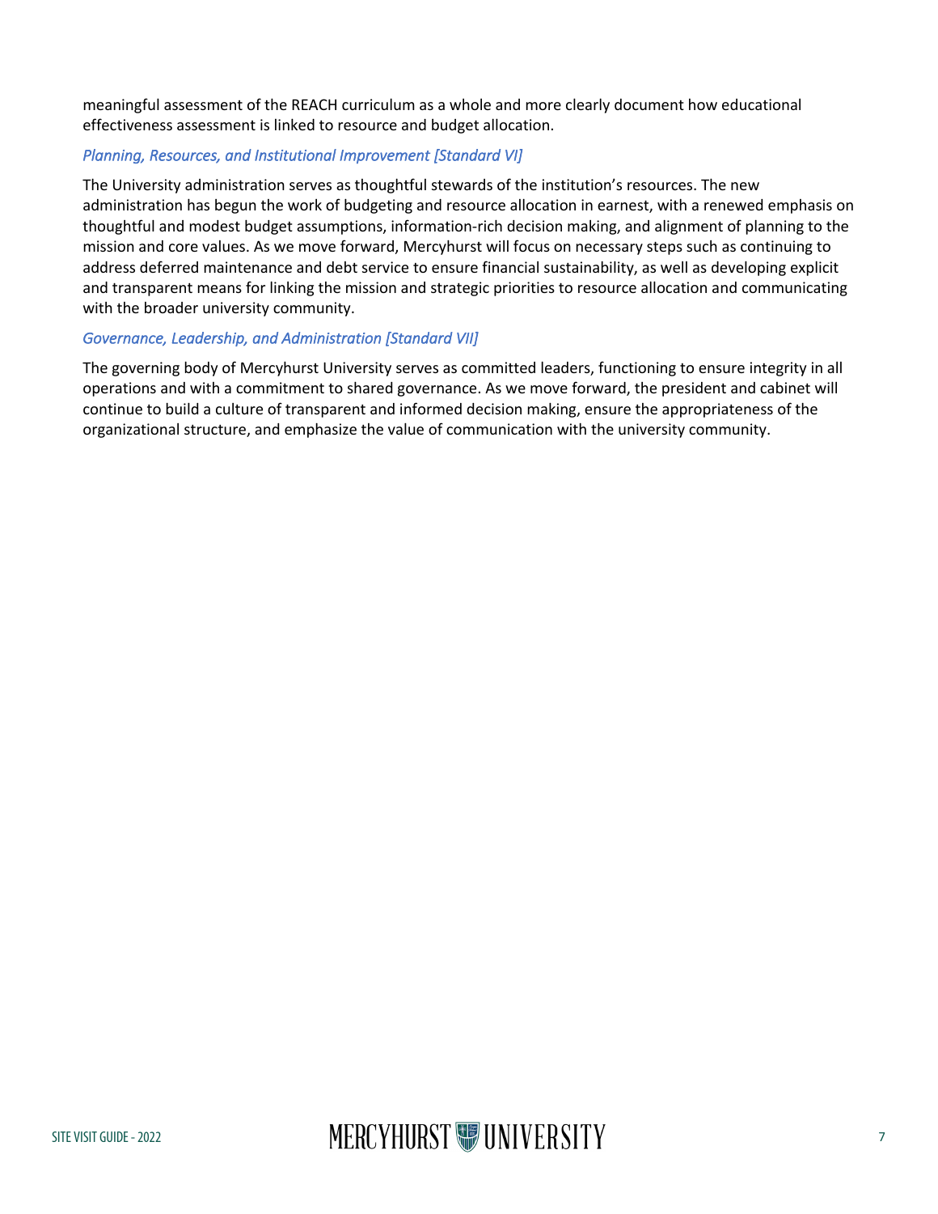meaningful assessment of the REACH curriculum as a whole and more clearly document how educational effectiveness assessment is linked to resource and budget allocation.

### *Planning, Resources, and Institutional Improvement [Standard VI]*

The University administration serves as thoughtful stewards of the institution's resources. The new administration has begun the work of budgeting and resource allocation in earnest, with a renewed emphasis on thoughtful and modest budget assumptions, information-rich decision making, and alignment of planning to the mission and core values. As we move forward, Mercyhurst will focus on necessary steps such as continuing to address deferred maintenance and debt service to ensure financial sustainability, as well as developing explicit and transparent means for linking the mission and strategic priorities to resource allocation and communicating with the broader university community.

### *Governance, Leadership, and Administration [Standard VII]*

The governing body of Mercyhurst University serves as committed leaders, functioning to ensure integrity in all operations and with a commitment to shared governance. As we move forward, the president and cabinet will continue to build a culture of transparent and informed decision making, ensure the appropriateness of the organizational structure, and emphasize the value of communication with the university community.